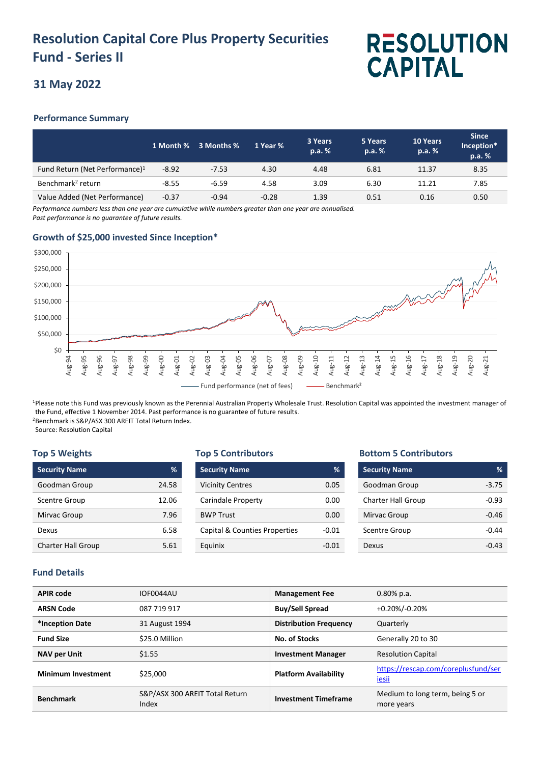# Resolution Capital Core Plus Property Securities Fund - Series II

RESOLUTION CAPITAL

## 31 May 2022

### Performance Summary

| | 1 Month % | 3 Months % | 1 Year % | 3 Years p.a. % | 5 Years p.a. % | 10 Years p.a. % | Since Inception* p.a. % |
|---|---|---|---|---|---|---|---|
| Fund Return (Net Performance)[1] | -8.92 | -7.53 | 4.30 | 4.48 | 6.81 | 11.37 | 8.35 |
| Benchmark[2] return | -8.55 | -6.59 | 4.58 | 3.09 | 6.30 | 11.21 | 7.85 |
| Value Added (Net Performance) | -0.37 | -0.94 | -0.28 | 1.39 | 0.51 | 0.16 | 0.50 |

*Performance numbers less than one year are cumulative while numbers greater than one year are annualised.*
*Past performance is no guarantee of future results.*

### Growth of $25,000 invested Since Inception*

Fund performance (net of fees) — Benchmark[2]

[1]Please note this Fund was previously known as the Perennial Australian Property Securities Wholesale Trust. Resolution Capital was appointed the investment manager of the Fund, effective 1 November 2014. Past performance is no guarantee of future results.
[2]Benchmark is S&P/ASX 300 AREIT Total Return Index.
Source: Resolution Capital

### Top 5 Weights

| Security Name | % |
|---|---|
| Goodman Group | 24.58 |
| Scentre Group | 12.06 |
| Mirvac Group | 7.96 |
| Dexus | 6.58 |
| Charter Hall Group | 5.61 |

### Top 5 Contributors

| Security Name | % |
|---|---|
| Vicinity Centres | 0.05 |
| Carindale Property | 0.00 |
| BWP Trust | 0.00 |
| Capital & Counties Properties | -0.01 |
| Equinix | -0.01 |

### Bottom 5 Contributors

| Security Name | % |
|---|---|
| Goodman Group | -3.75 |
| Charter Hall Group | -0.93 |
| Mirvac Group | -0.46 |
| Scentre Group | -0.44 |
| Dexus | -0.43 |

### Fund Details

| | | | |
|---|---|---|---|
| **APIR code** | IOF0044AU | **Management Fee** | 0.80% p.a. |
| **ARSN Code** | 087 719 917 | **Buy/Sell Spread** | +0.20%/-0.20% |
| ***Inception Date** | 31 August 1994 | **Distribution Frequency** | Quarterly |
| **Fund Size** | $25.0 Million | **No. of Stocks** | Generally 20 to 30 |
| **NAV per Unit** | $1.55 | **Investment Manager** | Resolution Capital |
| **Minimum Investment** | $25,000 | **Platform Availability** | https://rescap.com/coreplusfund/seriesii |
| **Benchmark** | S&P/ASX 300 AREIT Total Return Index | **Investment Timeframe** | Medium to long term, being 5 or more years |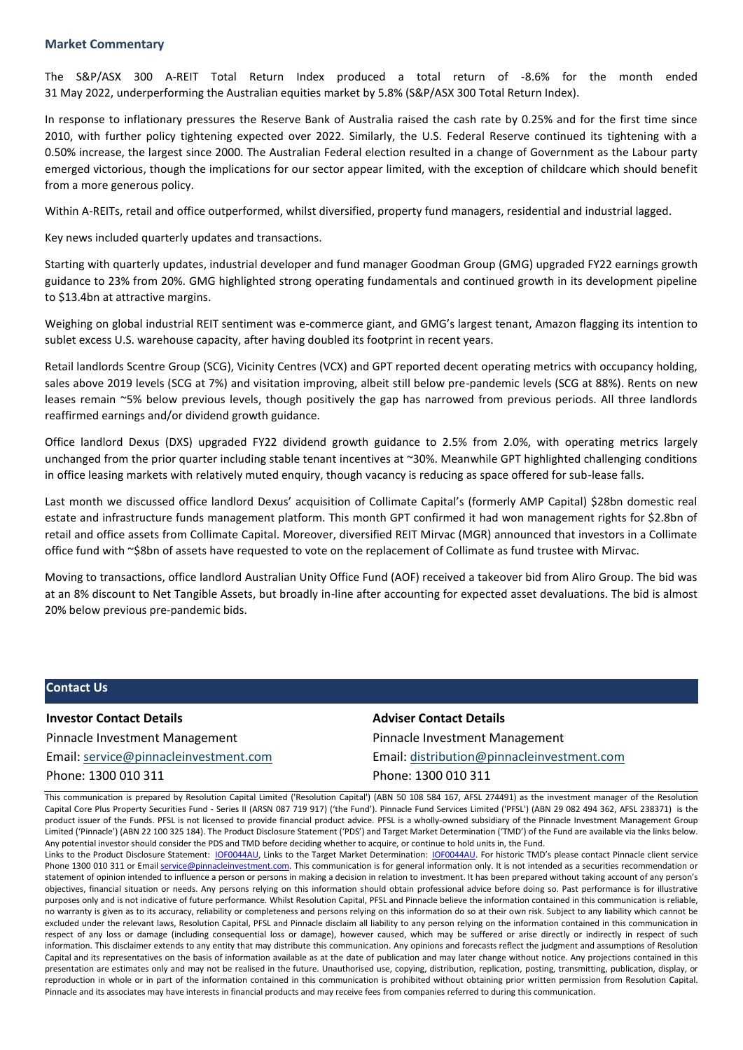## Market Commentary

The S&P/ASX 300 A-REIT Total Return Index produced a total return of -8.6% for the month ended 31 May 2022, underperforming the Australian equities market by 5.8% (S&P/ASX 300 Total Return Index).

In response to inflationary pressures the Reserve Bank of Australia raised the cash rate by 0.25% and for the first time since 2010, with further policy tightening expected over 2022. Similarly, the U.S. Federal Reserve continued its tightening with a 0.50% increase, the largest since 2000. The Australian Federal election resulted in a change of Government as the Labour party emerged victorious, though the implications for our sector appear limited, with the exception of childcare which should benefit from a more generous policy.

Within A-REITs, retail and office outperformed, whilst diversified, property fund managers, residential and industrial lagged.

Key news included quarterly updates and transactions.

Starting with quarterly updates, industrial developer and fund manager Goodman Group (GMG) upgraded FY22 earnings growth guidance to 23% from 20%. GMG highlighted strong operating fundamentals and continued growth in its development pipeline to $13.4bn at attractive margins.

Weighing on global industrial REIT sentiment was e-commerce giant, and GMG's largest tenant, Amazon flagging its intention to sublet excess U.S. warehouse capacity, after having doubled its footprint in recent years.

Retail landlords Scentre Group (SCG), Vicinity Centres (VCX) and GPT reported decent operating metrics with occupancy holding, sales above 2019 levels (SCG at 7%) and visitation improving, albeit still below pre-pandemic levels (SCG at 88%). Rents on new leases remain ~5% below previous levels, though positively the gap has narrowed from previous periods. All three landlords reaffirmed earnings and/or dividend growth guidance.

Office landlord Dexus (DXS) upgraded FY22 dividend growth guidance to 2.5% from 2.0%, with operating metrics largely unchanged from the prior quarter including stable tenant incentives at ~30%. Meanwhile GPT highlighted challenging conditions in office leasing markets with relatively muted enquiry, though vacancy is reducing as space offered for sub-lease falls.

Last month we discussed office landlord Dexus' acquisition of Collimate Capital's (formerly AMP Capital) $28bn domestic real estate and infrastructure funds management platform. This month GPT confirmed it had won management rights for $2.8bn of retail and office assets from Collimate Capital. Moreover, diversified REIT Mirvac (MGR) announced that investors in a Collimate office fund with ~$8bn of assets have requested to vote on the replacement of Collimate as fund trustee with Mirvac.

Moving to transactions, office landlord Australian Unity Office Fund (AOF) received a takeover bid from Aliro Group. The bid was at an 8% discount to Net Tangible Assets, but broadly in-line after accounting for expected asset devaluations. The bid is almost 20% below previous pre-pandemic bids.

## Contact Us

**Investor Contact Details**
Pinnacle Investment Management
Email: service@pinnacleinvestment.com
Phone: 1300 010 311

**Adviser Contact Details**
Pinnacle Investment Management
Email: distribution@pinnacleinvestment.com
Phone: 1300 010 311

This communication is prepared by Resolution Capital Limited ('Resolution Capital') (ABN 50 108 584 167, AFSL 274491) as the investment manager of the Resolution Capital Core Plus Property Securities Fund - Series II (ARSN 087 719 917) ('the Fund'). Pinnacle Fund Services Limited ('PFSL') (ABN 29 082 494 362, AFSL 238371) is the product issuer of the Funds. PFSL is not licensed to provide financial product advice. PFSL is a wholly-owned subsidiary of the Pinnacle Investment Management Group Limited ('Pinnacle') (ABN 22 100 325 184). The Product Disclosure Statement ('PDS') and Target Market Determination ('TMD') of the Fund are available via the links below. Any potential investor should consider the PDS and TMD before deciding whether to acquire, or continue to hold units in, the Fund.

Links to the Product Disclosure Statement: IOF0044AU, Links to the Target Market Determination: IOF0044AU. For historic TMD's please contact Pinnacle client service Phone 1300 010 311 or Email service@pinnacleinvestment.com. This communication is for general information only. It is not intended as a securities recommendation or statement of opinion intended to influence a person or persons in making a decision in relation to investment. It has been prepared without taking account of any person's objectives, financial situation or needs. Any persons relying on this information should obtain professional advice before doing so. Past performance is for illustrative purposes only and is not indicative of future performance. Whilst Resolution Capital, PFSL and Pinnacle believe the information contained in this communication is reliable, no warranty is given as to its accuracy, reliability or completeness and persons relying on this information do so at their own risk. Subject to any liability which cannot be excluded under the relevant laws, Resolution Capital, PFSL and Pinnacle disclaim all liability to any person relying on the information contained in this communication in respect of any loss or damage (including consequential loss or damage), however caused, which may be suffered or arise directly or indirectly in respect of such information. This disclaimer extends to any entity that may distribute this communication. Any opinions and forecasts reflect the judgment and assumptions of Resolution Capital and its representatives on the basis of information available as at the date of publication and may later change without notice. Any projections contained in this presentation are estimates only and may not be realised in the future. Unauthorised use, copying, distribution, replication, posting, transmitting, publication, display, or reproduction in whole or in part of the information contained in this communication is prohibited without obtaining prior written permission from Resolution Capital. Pinnacle and its associates may have interests in financial products and may receive fees from companies referred to during this communication.